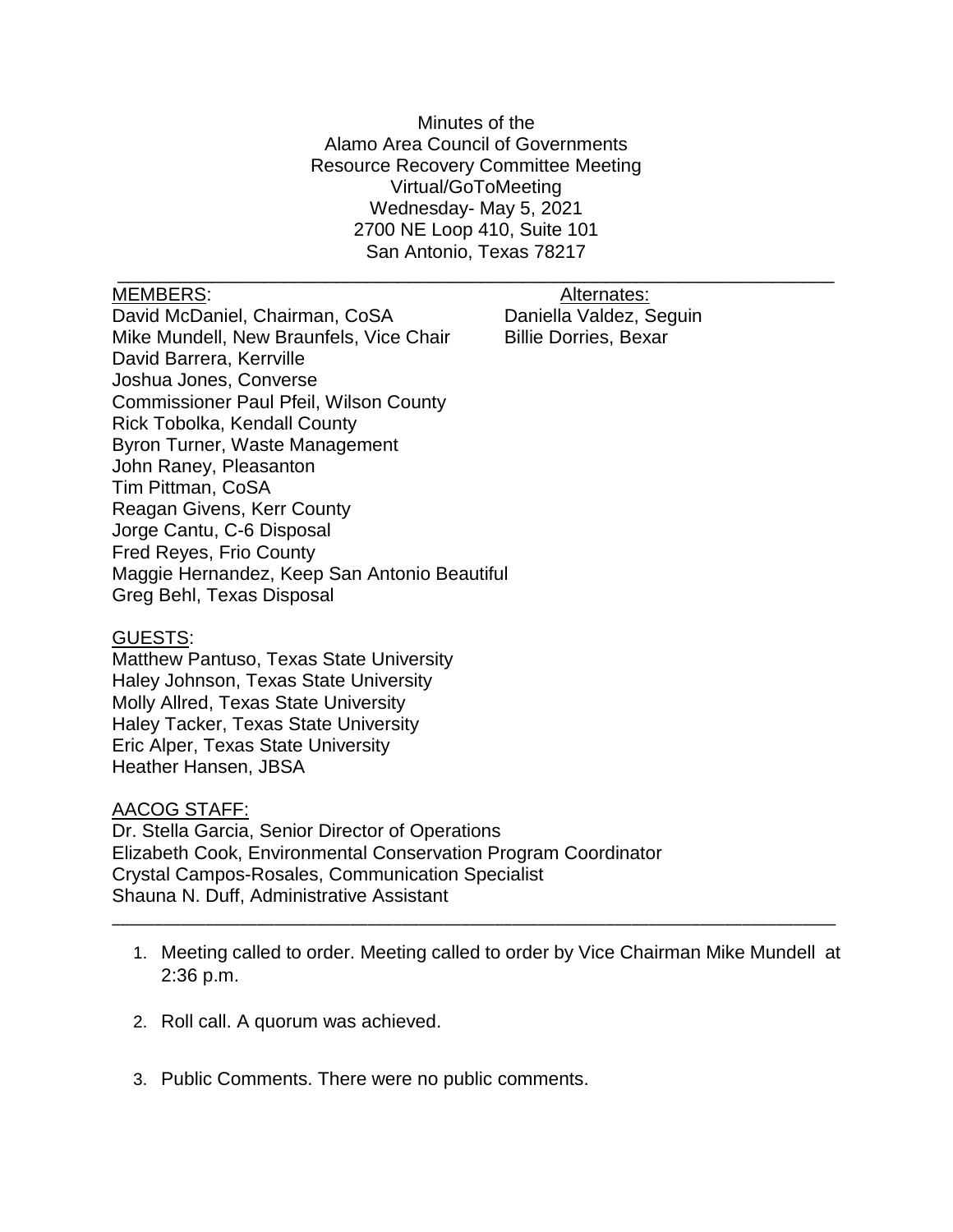Minutes of the
Alamo Area Council of Governments
Resource Recovery Committee Meeting
Virtual/GoToMeeting
Wednesday- May 5, 2021
2700 NE Loop 410, Suite 101
San Antonio, Texas 78217

---

MEMBERS:

David McDaniel, Chairman, CoSA
Mike Mundell, New Braunfels, Vice Chair
David Barrera, Kerrville
Joshua Jones, Converse
Commissioner Paul Pfeil, Wilson County
Rick Tobolka, Kendall County
Byron Turner, Waste Management
John Raney, Pleasanton
Tim Pittman, CoSA
Reagan Givens, Kerr County
Jorge Cantu, C-6 Disposal
Fred Reyes, Frio County
Maggie Hernandez, Keep San Antonio Beautiful
Greg Behl, Texas Disposal

Alternates:

Daniella Valdez, Seguin
Billie Dorries, Bexar

GUESTS:

Matthew Pantuso, Texas State University
Haley Johnson, Texas State University
Molly Allred, Texas State University
Haley Tacker, Texas State University
Eric Alper, Texas State University
Heather Hansen, JBSA

AACOG STAFF:

Dr. Stella Garcia, Senior Director of Operations
Elizabeth Cook, Environmental Conservation Program Coordinator
Crystal Campos-Rosales, Communication Specialist
Shauna N. Duff, Administrative Assistant

---

1. Meeting called to order. Meeting called to order by Vice Chairman Mike Mundell at 2:36 p.m.

2. Roll call. A quorum was achieved.

3. Public Comments. There were no public comments.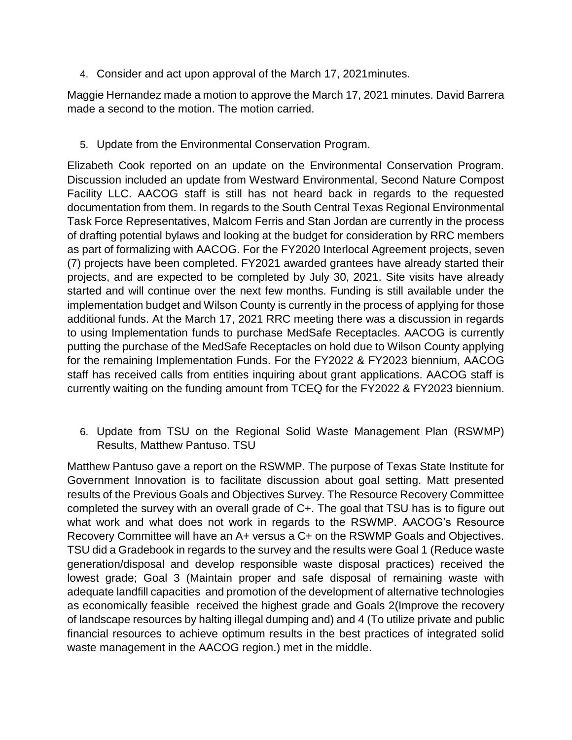4. Consider and act upon approval of the March 17, 2021minutes.

Maggie Hernandez made a motion to approve the March 17, 2021 minutes. David Barrera made a second to the motion. The motion carried.

5. Update from the Environmental Conservation Program.

Elizabeth Cook reported on an update on the Environmental Conservation Program. Discussion included an update from Westward Environmental, Second Nature Compost Facility LLC. AACOG staff is still has not heard back in regards to the requested documentation from them. In regards to the South Central Texas Regional Environmental Task Force Representatives, Malcom Ferris and Stan Jordan are currently in the process of drafting potential bylaws and looking at the budget for consideration by RRC members as part of formalizing with AACOG. For the FY2020 Interlocal Agreement projects, seven (7) projects have been completed. FY2021 awarded grantees have already started their projects, and are expected to be completed by July 30, 2021. Site visits have already started and will continue over the next few months. Funding is still available under the implementation budget and Wilson County is currently in the process of applying for those additional funds. At the March 17, 2021 RRC meeting there was a discussion in regards to using Implementation funds to purchase MedSafe Receptacles. AACOG is currently putting the purchase of the MedSafe Receptacles on hold due to Wilson County applying for the remaining Implementation Funds. For the FY2022 & FY2023 biennium, AACOG staff has received calls from entities inquiring about grant applications. AACOG staff is currently waiting on the funding amount from TCEQ for the FY2022 & FY2023 biennium.

6. Update from TSU on the Regional Solid Waste Management Plan (RSWMP) Results, Matthew Pantuso. TSU

Matthew Pantuso gave a report on the RSWMP. The purpose of Texas State Institute for Government Innovation is to facilitate discussion about goal setting. Matt presented results of the Previous Goals and Objectives Survey. The Resource Recovery Committee completed the survey with an overall grade of C+. The goal that TSU has is to figure out what work and what does not work in regards to the RSWMP. AACOG's Resource Recovery Committee will have an A+ versus a C+ on the RSWMP Goals and Objectives. TSU did a Gradebook in regards to the survey and the results were Goal 1 (Reduce waste generation/disposal and develop responsible waste disposal practices) received the lowest grade; Goal 3 (Maintain proper and safe disposal of remaining waste with adequate landfill capacities and promotion of the development of alternative technologies as economically feasible received the highest grade and Goals 2(Improve the recovery of landscape resources by halting illegal dumping and) and 4 (To utilize private and public financial resources to achieve optimum results in the best practices of integrated solid waste management in the AACOG region.) met in the middle.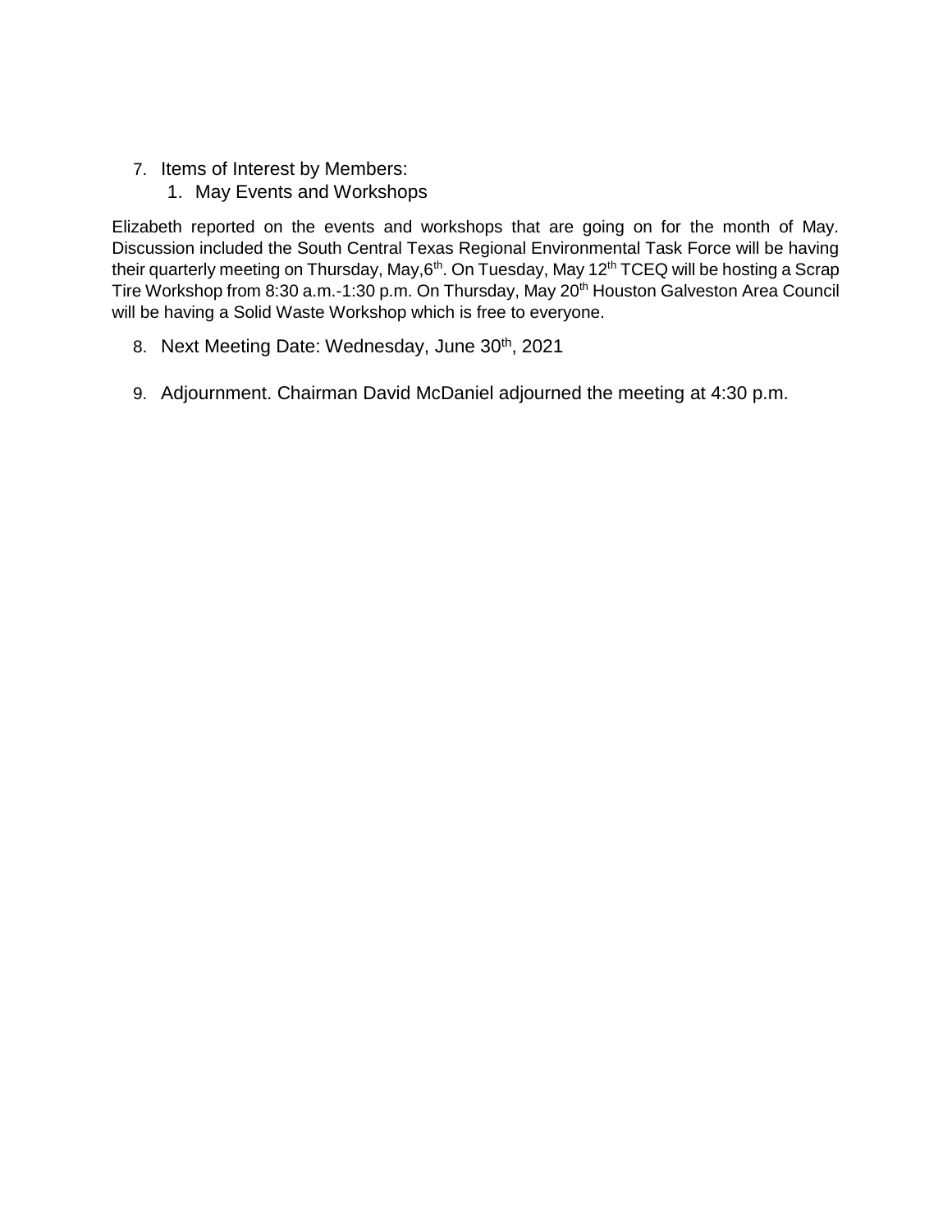7. Items of Interest by Members:
    1. May Events and Workshops

Elizabeth reported on the events and workshops that are going on for the month of May. Discussion included the South Central Texas Regional Environmental Task Force will be having their quarterly meeting on Thursday, May,6th. On Tuesday, May 12th TCEQ will be hosting a Scrap Tire Workshop from 8:30 a.m.-1:30 p.m. On Thursday, May 20th Houston Galveston Area Council will be having a Solid Waste Workshop which is free to everyone.

8. Next Meeting Date: Wednesday, June 30th, 2021

9. Adjournment. Chairman David McDaniel adjourned the meeting at 4:30 p.m.